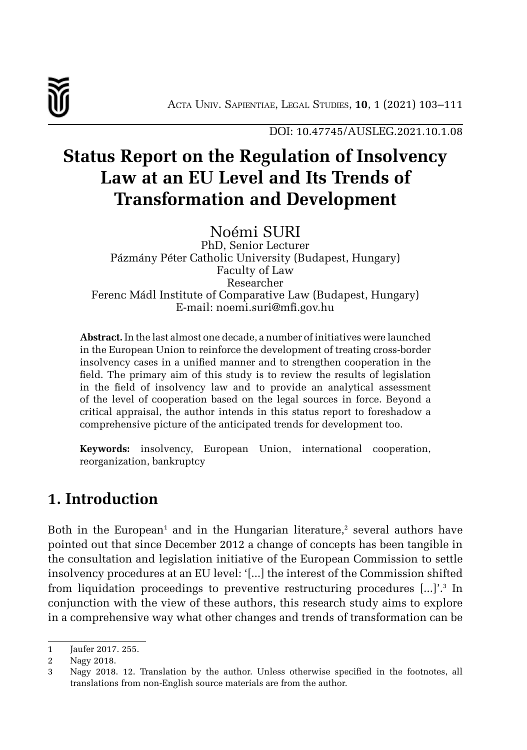DOI: 10.47745/AUSLEG.2021.10.1.08

# Status Report on the Regulation of Insolvency Law at an EU Level and Its Trends of Transformation and Development

Noémi SURI
PhD, Senior Lecturer
Pázmány Péter Catholic University (Budapest, Hungary)
Faculty of Law
Researcher
Ferenc Mádl Institute of Comparative Law (Budapest, Hungary)
E-mail: noemi.suri@mfi.gov.hu

**Abstract.** In the last almost one decade, a number of initiatives were launched in the European Union to reinforce the development of treating cross-border insolvency cases in a unified manner and to strengthen cooperation in the field. The primary aim of this study is to review the results of legislation in the field of insolvency law and to provide an analytical assessment of the level of cooperation based on the legal sources in force. Beyond a critical appraisal, the author intends in this status report to foreshadow a comprehensive picture of the anticipated trends for development too.

**Keywords:** insolvency, European Union, international cooperation, reorganization, bankruptcy

## 1. Introduction

Both in the European[1] and in the Hungarian literature,[2] several authors have pointed out that since December 2012 a change of concepts has been tangible in the consultation and legislation initiative of the European Commission to settle insolvency procedures at an EU level: '[...] the interest of the Commission shifted from liquidation proceedings to preventive restructuring procedures [...]'.[3] In conjunction with the view of these authors, this research study aims to explore in a comprehensive way what other changes and trends of transformation can be

---

1 Jaufer 2017. 255.

2 Nagy 2018.

3 Nagy 2018. 12. Translation by the author. Unless otherwise specified in the footnotes, all translations from non-English source materials are from the author.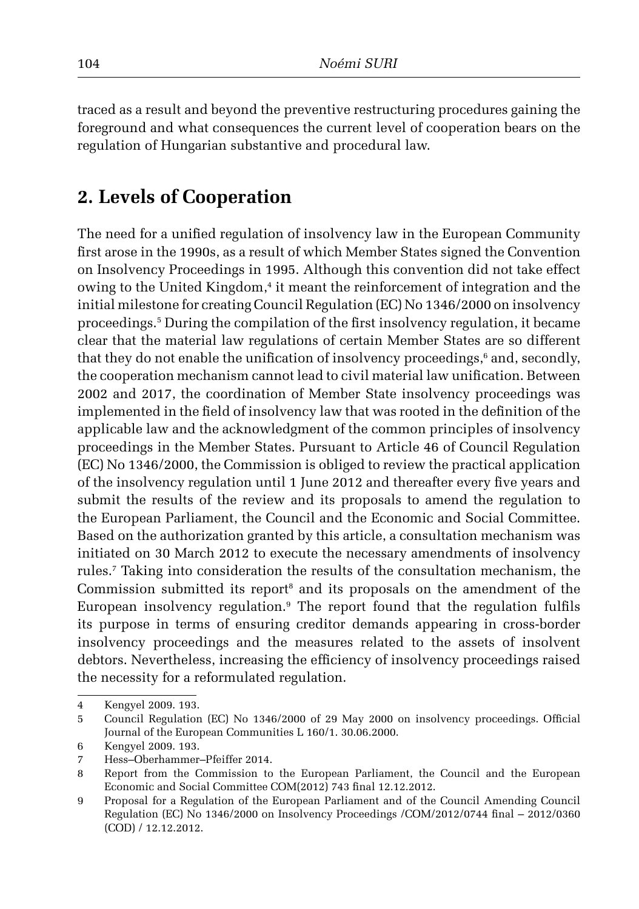traced as a result and beyond the preventive restructuring procedures gaining the foreground and what consequences the current level of cooperation bears on the regulation of Hungarian substantive and procedural law.

## 2. Levels of Cooperation

The need for a unified regulation of insolvency law in the European Community first arose in the 1990s, as a result of which Member States signed the Convention on Insolvency Proceedings in 1995. Although this convention did not take effect owing to the United Kingdom,[4] it meant the reinforcement of integration and the initial milestone for creating Council Regulation (EC) No 1346/2000 on insolvency proceedings.[5] During the compilation of the first insolvency regulation, it became clear that the material law regulations of certain Member States are so different that they do not enable the unification of insolvency proceedings,[6] and, secondly, the cooperation mechanism cannot lead to civil material law unification. Between 2002 and 2017, the coordination of Member State insolvency proceedings was implemented in the field of insolvency law that was rooted in the definition of the applicable law and the acknowledgment of the common principles of insolvency proceedings in the Member States. Pursuant to Article 46 of Council Regulation (EC) No 1346/2000, the Commission is obliged to review the practical application of the insolvency regulation until 1 June 2012 and thereafter every five years and submit the results of the review and its proposals to amend the regulation to the European Parliament, the Council and the Economic and Social Committee. Based on the authorization granted by this article, a consultation mechanism was initiated on 30 March 2012 to execute the necessary amendments of insolvency rules.[7] Taking into consideration the results of the consultation mechanism, the Commission submitted its report[8] and its proposals on the amendment of the European insolvency regulation.[9] The report found that the regulation fulfils its purpose in terms of ensuring creditor demands appearing in cross-border insolvency proceedings and the measures related to the assets of insolvent debtors. Nevertheless, increasing the efficiency of insolvency proceedings raised the necessity for a reformulated regulation.

---

4 Kengyel 2009. 193.

5 Council Regulation (EC) No 1346/2000 of 29 May 2000 on insolvency proceedings. Official Journal of the European Communities L 160/1. 30.06.2000.

6 Kengyel 2009. 193.

7 Hess–Oberhammer–Pfeiffer 2014.

8 Report from the Commission to the European Parliament, the Council and the European Economic and Social Committee COM(2012) 743 final 12.12.2012.

9 Proposal for a Regulation of the European Parliament and of the Council Amending Council Regulation (EC) No 1346/2000 on Insolvency Proceedings /COM/2012/0744 final – 2012/0360 (COD) / 12.12.2012.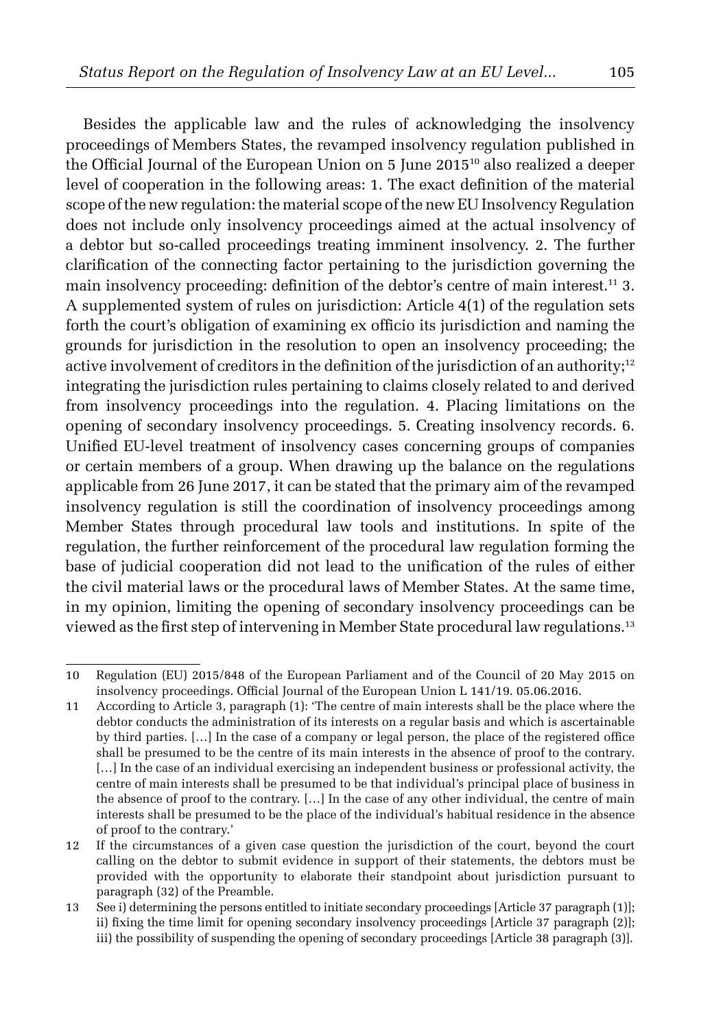Besides the applicable law and the rules of acknowledging the insolvency proceedings of Members States, the revamped insolvency regulation published in the Official Journal of the European Union on 5 June 2015[10] also realized a deeper level of cooperation in the following areas: 1. The exact definition of the material scope of the new regulation: the material scope of the new EU Insolvency Regulation does not include only insolvency proceedings aimed at the actual insolvency of a debtor but so-called proceedings treating imminent insolvency. 2. The further clarification of the connecting factor pertaining to the jurisdiction governing the main insolvency proceeding: definition of the debtor's centre of main interest.[11] 3. A supplemented system of rules on jurisdiction: Article 4(1) of the regulation sets forth the court's obligation of examining ex officio its jurisdiction and naming the grounds for jurisdiction in the resolution to open an insolvency proceeding; the active involvement of creditors in the definition of the jurisdiction of an authority;[12] integrating the jurisdiction rules pertaining to claims closely related to and derived from insolvency proceedings into the regulation. 4. Placing limitations on the opening of secondary insolvency proceedings. 5. Creating insolvency records. 6. Unified EU-level treatment of insolvency cases concerning groups of companies or certain members of a group. When drawing up the balance on the regulations applicable from 26 June 2017, it can be stated that the primary aim of the revamped insolvency regulation is still the coordination of insolvency proceedings among Member States through procedural law tools and institutions. In spite of the regulation, the further reinforcement of the procedural law regulation forming the base of judicial cooperation did not lead to the unification of the rules of either the civil material laws or the procedural laws of Member States. At the same time, in my opinion, limiting the opening of secondary insolvency proceedings can be viewed as the first step of intervening in Member State procedural law regulations.[13]

---

10 Regulation (EU) 2015/848 of the European Parliament and of the Council of 20 May 2015 on insolvency proceedings. Official Journal of the European Union L 141/19. 05.06.2016.

11 According to Article 3, paragraph (1): 'The centre of main interests shall be the place where the debtor conducts the administration of its interests on a regular basis and which is ascertainable by third parties. […] In the case of a company or legal person, the place of the registered office shall be presumed to be the centre of its main interests in the absence of proof to the contrary. […] In the case of an individual exercising an independent business or professional activity, the centre of main interests shall be presumed to be that individual's principal place of business in the absence of proof to the contrary. […] In the case of any other individual, the centre of main interests shall be presumed to be the place of the individual's habitual residence in the absence of proof to the contrary.'

12 If the circumstances of a given case question the jurisdiction of the court, beyond the court calling on the debtor to submit evidence in support of their statements, the debtors must be provided with the opportunity to elaborate their standpoint about jurisdiction pursuant to paragraph (32) of the Preamble.

13 See i) determining the persons entitled to initiate secondary proceedings [Article 37 paragraph (1)]; ii) fixing the time limit for opening secondary insolvency proceedings [Article 37 paragraph (2)]; iii) the possibility of suspending the opening of secondary proceedings [Article 38 paragraph (3)].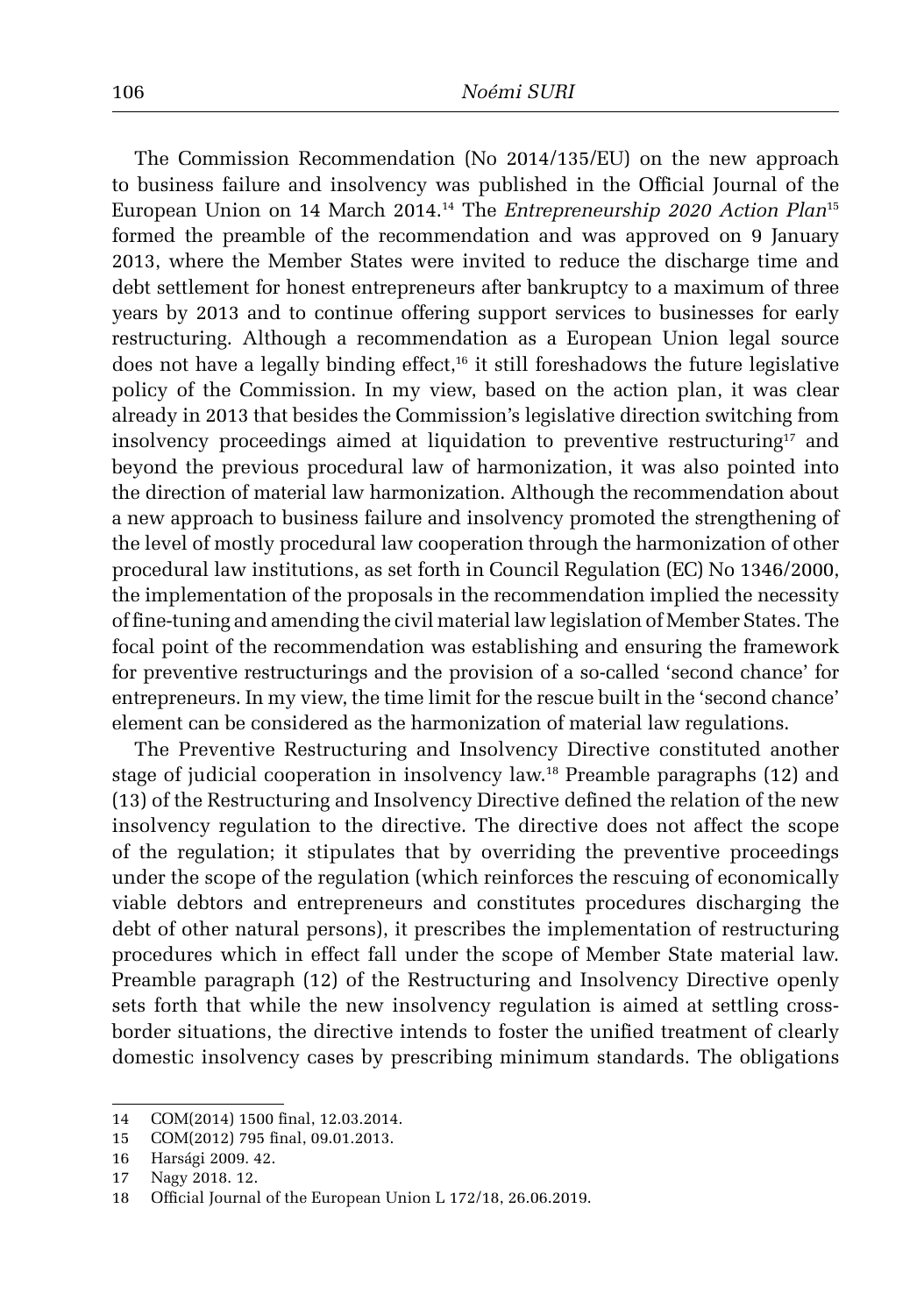The Commission Recommendation (No 2014/135/EU) on the new approach to business failure and insolvency was published in the Official Journal of the European Union on 14 March 2014.[14] The *Entrepreneurship 2020 Action Plan*[15] formed the preamble of the recommendation and was approved on 9 January 2013, where the Member States were invited to reduce the discharge time and debt settlement for honest entrepreneurs after bankruptcy to a maximum of three years by 2013 and to continue offering support services to businesses for early restructuring. Although a recommendation as a European Union legal source does not have a legally binding effect,[16] it still foreshadows the future legislative policy of the Commission. In my view, based on the action plan, it was clear already in 2013 that besides the Commission's legislative direction switching from insolvency proceedings aimed at liquidation to preventive restructuring[17] and beyond the previous procedural law of harmonization, it was also pointed into the direction of material law harmonization. Although the recommendation about a new approach to business failure and insolvency promoted the strengthening of the level of mostly procedural law cooperation through the harmonization of other procedural law institutions, as set forth in Council Regulation (EC) No 1346/2000, the implementation of the proposals in the recommendation implied the necessity of fine-tuning and amending the civil material law legislation of Member States. The focal point of the recommendation was establishing and ensuring the framework for preventive restructurings and the provision of a so-called 'second chance' for entrepreneurs. In my view, the time limit for the rescue built in the 'second chance' element can be considered as the harmonization of material law regulations.

The Preventive Restructuring and Insolvency Directive constituted another stage of judicial cooperation in insolvency law.[18] Preamble paragraphs (12) and (13) of the Restructuring and Insolvency Directive defined the relation of the new insolvency regulation to the directive. The directive does not affect the scope of the regulation; it stipulates that by overriding the preventive proceedings under the scope of the regulation (which reinforces the rescuing of economically viable debtors and entrepreneurs and constitutes procedures discharging the debt of other natural persons), it prescribes the implementation of restructuring procedures which in effect fall under the scope of Member State material law. Preamble paragraph (12) of the Restructuring and Insolvency Directive openly sets forth that while the new insolvency regulation is aimed at settling cross-border situations, the directive intends to foster the unified treatment of clearly domestic insolvency cases by prescribing minimum standards. The obligations

---

14 COM(2014) 1500 final, 12.03.2014.

15 COM(2012) 795 final, 09.01.2013.

16 Harsági 2009. 42.

17 Nagy 2018. 12.

18 Official Journal of the European Union L 172/18, 26.06.2019.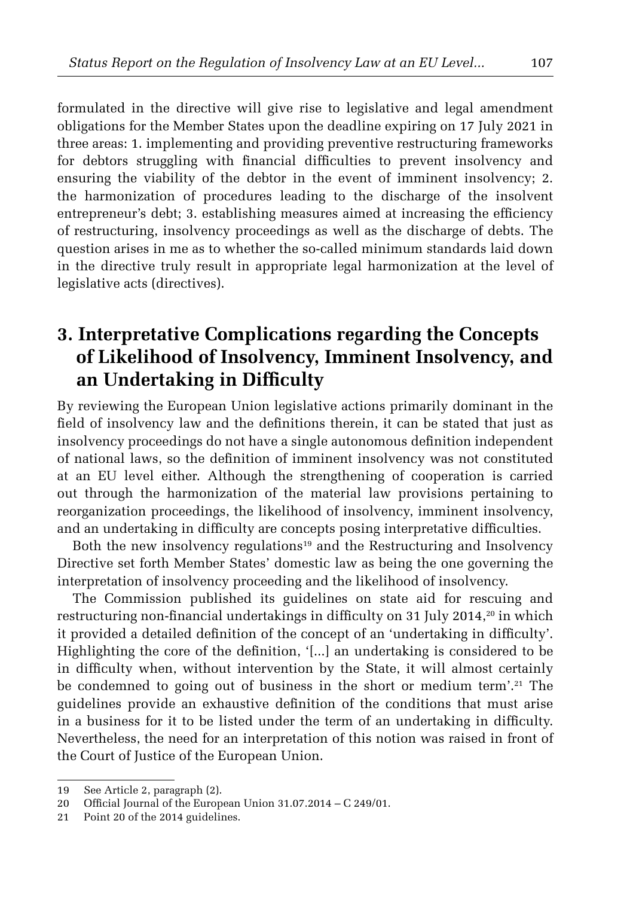formulated in the directive will give rise to legislative and legal amendment obligations for the Member States upon the deadline expiring on 17 July 2021 in three areas: 1. implementing and providing preventive restructuring frameworks for debtors struggling with financial difficulties to prevent insolvency and ensuring the viability of the debtor in the event of imminent insolvency; 2. the harmonization of procedures leading to the discharge of the insolvent entrepreneur's debt; 3. establishing measures aimed at increasing the efficiency of restructuring, insolvency proceedings as well as the discharge of debts. The question arises in me as to whether the so-called minimum standards laid down in the directive truly result in appropriate legal harmonization at the level of legislative acts (directives).

## 3. Interpretative Complications regarding the Concepts of Likelihood of Insolvency, Imminent Insolvency, and an Undertaking in Difficulty

By reviewing the European Union legislative actions primarily dominant in the field of insolvency law and the definitions therein, it can be stated that just as insolvency proceedings do not have a single autonomous definition independent of national laws, so the definition of imminent insolvency was not constituted at an EU level either. Although the strengthening of cooperation is carried out through the harmonization of the material law provisions pertaining to reorganization proceedings, the likelihood of insolvency, imminent insolvency, and an undertaking in difficulty are concepts posing interpretative difficulties.

Both the new insolvency regulations[19] and the Restructuring and Insolvency Directive set forth Member States' domestic law as being the one governing the interpretation of insolvency proceeding and the likelihood of insolvency.

The Commission published its guidelines on state aid for rescuing and restructuring non-financial undertakings in difficulty on 31 July 2014,[20] in which it provided a detailed definition of the concept of an 'undertaking in difficulty'. Highlighting the core of the definition, '[...] an undertaking is considered to be in difficulty when, without intervention by the State, it will almost certainly be condemned to going out of business in the short or medium term'.[21] The guidelines provide an exhaustive definition of the conditions that must arise in a business for it to be listed under the term of an undertaking in difficulty. Nevertheless, the need for an interpretation of this notion was raised in front of the Court of Justice of the European Union.

---

19 See Article 2, paragraph (2).

20 Official Journal of the European Union 31.07.2014 – C 249/01.

21 Point 20 of the 2014 guidelines.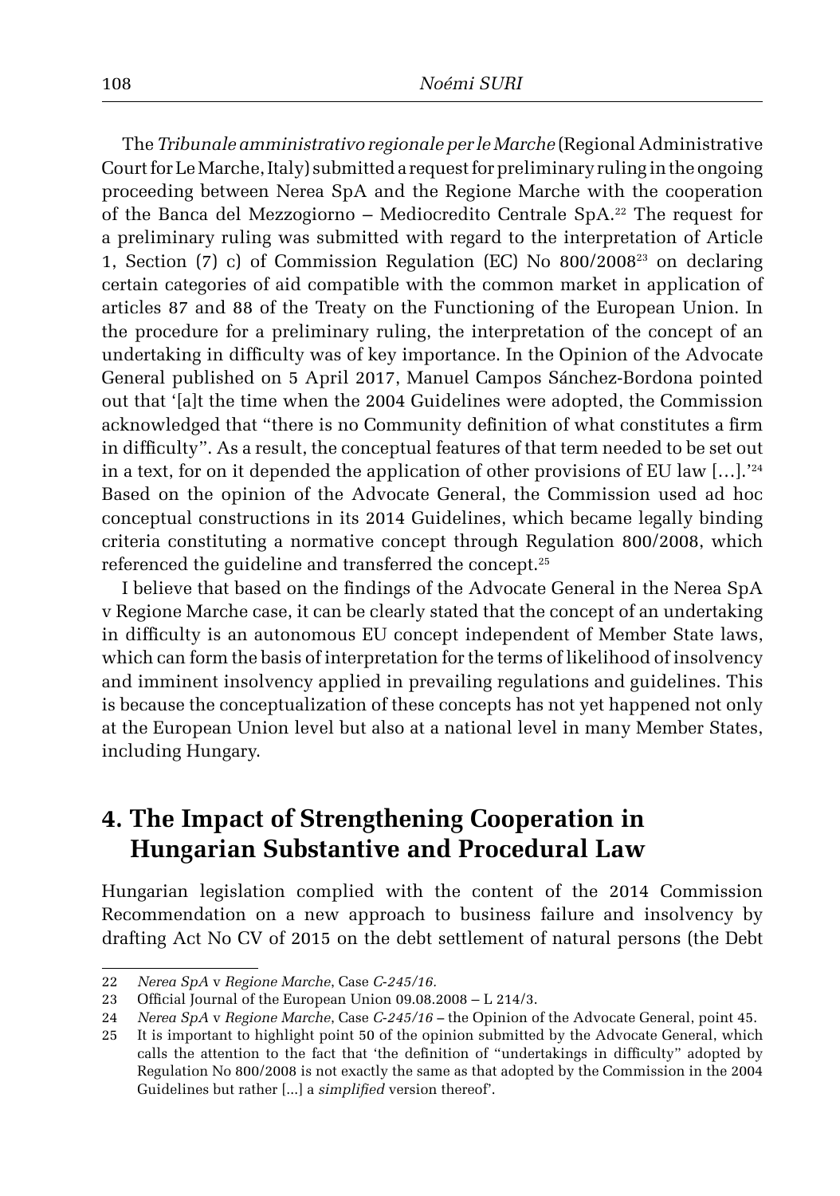The *Tribunale amministrativo regionale per le Marche* (Regional Administrative Court for Le Marche, Italy) submitted a request for preliminary ruling in the ongoing proceeding between Nerea SpA and the Regione Marche with the cooperation of the Banca del Mezzogiorno – Mediocredito Centrale SpA.[22] The request for a preliminary ruling was submitted with regard to the interpretation of Article 1, Section (7) c) of Commission Regulation (EC) No 800/2008[23] on declaring certain categories of aid compatible with the common market in application of articles 87 and 88 of the Treaty on the Functioning of the European Union. In the procedure for a preliminary ruling, the interpretation of the concept of an undertaking in difficulty was of key importance. In the Opinion of the Advocate General published on 5 April 2017, Manuel Campos Sánchez-Bordona pointed out that '[a]t the time when the 2004 Guidelines were adopted, the Commission acknowledged that "there is no Community definition of what constitutes a firm in difficulty". As a result, the conceptual features of that term needed to be set out in a text, for on it depended the application of other provisions of EU law […].'[24] Based on the opinion of the Advocate General, the Commission used ad hoc conceptual constructions in its 2014 Guidelines, which became legally binding criteria constituting a normative concept through Regulation 800/2008, which referenced the guideline and transferred the concept.[25]

I believe that based on the findings of the Advocate General in the Nerea SpA v Regione Marche case, it can be clearly stated that the concept of an undertaking in difficulty is an autonomous EU concept independent of Member State laws, which can form the basis of interpretation for the terms of likelihood of insolvency and imminent insolvency applied in prevailing regulations and guidelines. This is because the conceptualization of these concepts has not yet happened not only at the European Union level but also at a national level in many Member States, including Hungary.

## 4. The Impact of Strengthening Cooperation in Hungarian Substantive and Procedural Law

Hungarian legislation complied with the content of the 2014 Commission Recommendation on a new approach to business failure and insolvency by drafting Act No CV of 2015 on the debt settlement of natural persons (the Debt

---

22 *Nerea SpA* v *Regione Marche*, Case *C-245/16*.

23 Official Journal of the European Union 09.08.2008 – L 214/3.

24 *Nerea SpA* v *Regione Marche*, Case *C-245/16* – the Opinion of the Advocate General, point 45.

25 It is important to highlight point 50 of the opinion submitted by the Advocate General, which calls the attention to the fact that 'the definition of "undertakings in difficulty" adopted by Regulation No 800/2008 is not exactly the same as that adopted by the Commission in the 2004 Guidelines but rather [...] a *simplified* version thereof'.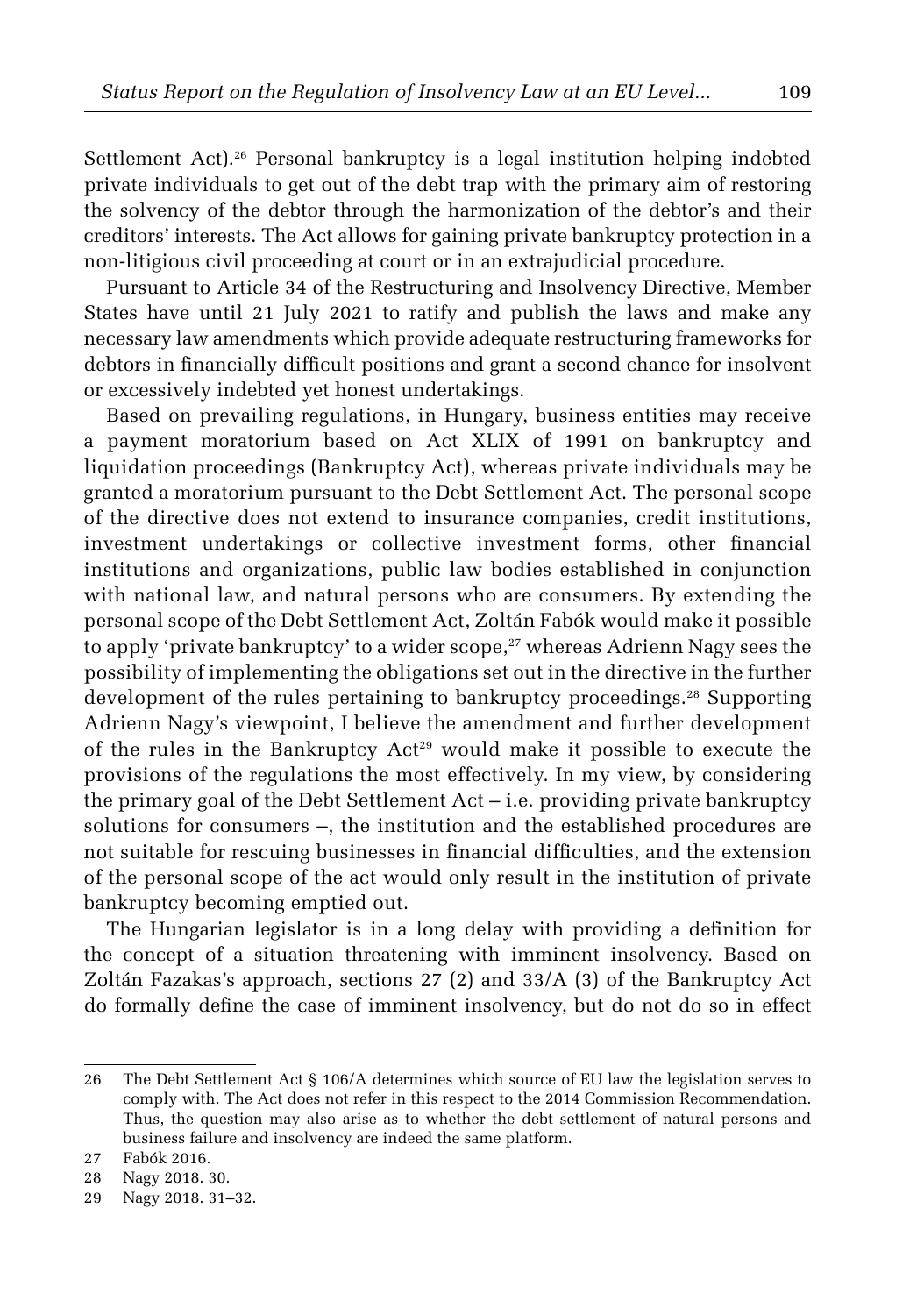Settlement Act).[26] Personal bankruptcy is a legal institution helping indebted private individuals to get out of the debt trap with the primary aim of restoring the solvency of the debtor through the harmonization of the debtor's and their creditors' interests. The Act allows for gaining private bankruptcy protection in a non-litigious civil proceeding at court or in an extrajudicial procedure.

Pursuant to Article 34 of the Restructuring and Insolvency Directive, Member States have until 21 July 2021 to ratify and publish the laws and make any necessary law amendments which provide adequate restructuring frameworks for debtors in financially difficult positions and grant a second chance for insolvent or excessively indebted yet honest undertakings.

Based on prevailing regulations, in Hungary, business entities may receive a payment moratorium based on Act XLIX of 1991 on bankruptcy and liquidation proceedings (Bankruptcy Act), whereas private individuals may be granted a moratorium pursuant to the Debt Settlement Act. The personal scope of the directive does not extend to insurance companies, credit institutions, investment undertakings or collective investment forms, other financial institutions and organizations, public law bodies established in conjunction with national law, and natural persons who are consumers. By extending the personal scope of the Debt Settlement Act, Zoltán Fabók would make it possible to apply 'private bankruptcy' to a wider scope,[27] whereas Adrienn Nagy sees the possibility of implementing the obligations set out in the directive in the further development of the rules pertaining to bankruptcy proceedings.[28] Supporting Adrienn Nagy's viewpoint, I believe the amendment and further development of the rules in the Bankruptcy Act[29] would make it possible to execute the provisions of the regulations the most effectively. In my view, by considering the primary goal of the Debt Settlement Act – i.e. providing private bankruptcy solutions for consumers –, the institution and the established procedures are not suitable for rescuing businesses in financial difficulties, and the extension of the personal scope of the act would only result in the institution of private bankruptcy becoming emptied out.

The Hungarian legislator is in a long delay with providing a definition for the concept of a situation threatening with imminent insolvency. Based on Zoltán Fazakas's approach, sections 27 (2) and 33/A (3) of the Bankruptcy Act do formally define the case of imminent insolvency, but do not do so in effect

---

26 The Debt Settlement Act § 106/A determines which source of EU law the legislation serves to comply with. The Act does not refer in this respect to the 2014 Commission Recommendation. Thus, the question may also arise as to whether the debt settlement of natural persons and business failure and insolvency are indeed the same platform.

27 Fabók 2016.

28 Nagy 2018. 30.

29 Nagy 2018. 31–32.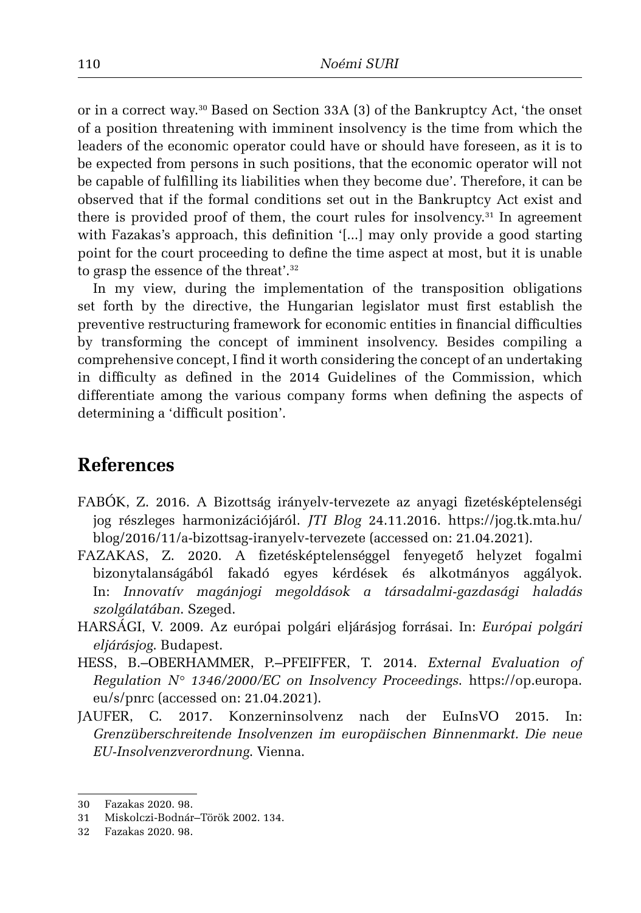or in a correct way.[30] Based on Section 33A (3) of the Bankruptcy Act, 'the onset of a position threatening with imminent insolvency is the time from which the leaders of the economic operator could have or should have foreseen, as it is to be expected from persons in such positions, that the economic operator will not be capable of fulfilling its liabilities when they become due'. Therefore, it can be observed that if the formal conditions set out in the Bankruptcy Act exist and there is provided proof of them, the court rules for insolvency.[31] In agreement with Fazakas's approach, this definition '[...] may only provide a good starting point for the court proceeding to define the time aspect at most, but it is unable to grasp the essence of the threat'.[32]

In my view, during the implementation of the transposition obligations set forth by the directive, the Hungarian legislator must first establish the preventive restructuring framework for economic entities in financial difficulties by transforming the concept of imminent insolvency. Besides compiling a comprehensive concept, I find it worth considering the concept of an undertaking in difficulty as defined in the 2014 Guidelines of the Commission, which differentiate among the various company forms when defining the aspects of determining a 'difficult position'.

## References

FABÓK, Z. 2016. A Bizottság irányelv-tervezete az anyagi fizetésképtelenségi jog részleges harmonizációjáról. *JTI Blog* 24.11.2016. https://jog.tk.mta.hu/blog/2016/11/a-bizottsag-iranyelv-tervezete (accessed on: 21.04.2021).

FAZAKAS, Z. 2020. A fizetésképtelenséggel fenyegető helyzet fogalmi bizonytalanságából fakadó egyes kérdések és alkotmányos aggályok. In: *Innovatív magánjogi megoldások a társadalmi-gazdasági haladás szolgálatában*. Szeged.

HARSÁGI, V. 2009. Az európai polgári eljárásjog forrásai. In: *Európai polgári eljárásjog*. Budapest.

HESS, B.–OBERHAMMER, P.–PFEIFFER, T. 2014. *External Evaluation of Regulation N° 1346/2000/EC on Insolvency Proceedings*. https://op.europa.eu/s/pnrc (accessed on: 21.04.2021).

JAUFER, C. 2017. Konzerninsolvenz nach der EuInsVO 2015. In: *Grenzüberschreitende Insolvenzen im europäischen Binnenmarkt. Die neue EU-Insolvenzverordnung*. Vienna.

---

30 Fazakas 2020. 98.

31 Miskolczi-Bodnár–Török 2002. 134.

32 Fazakas 2020. 98.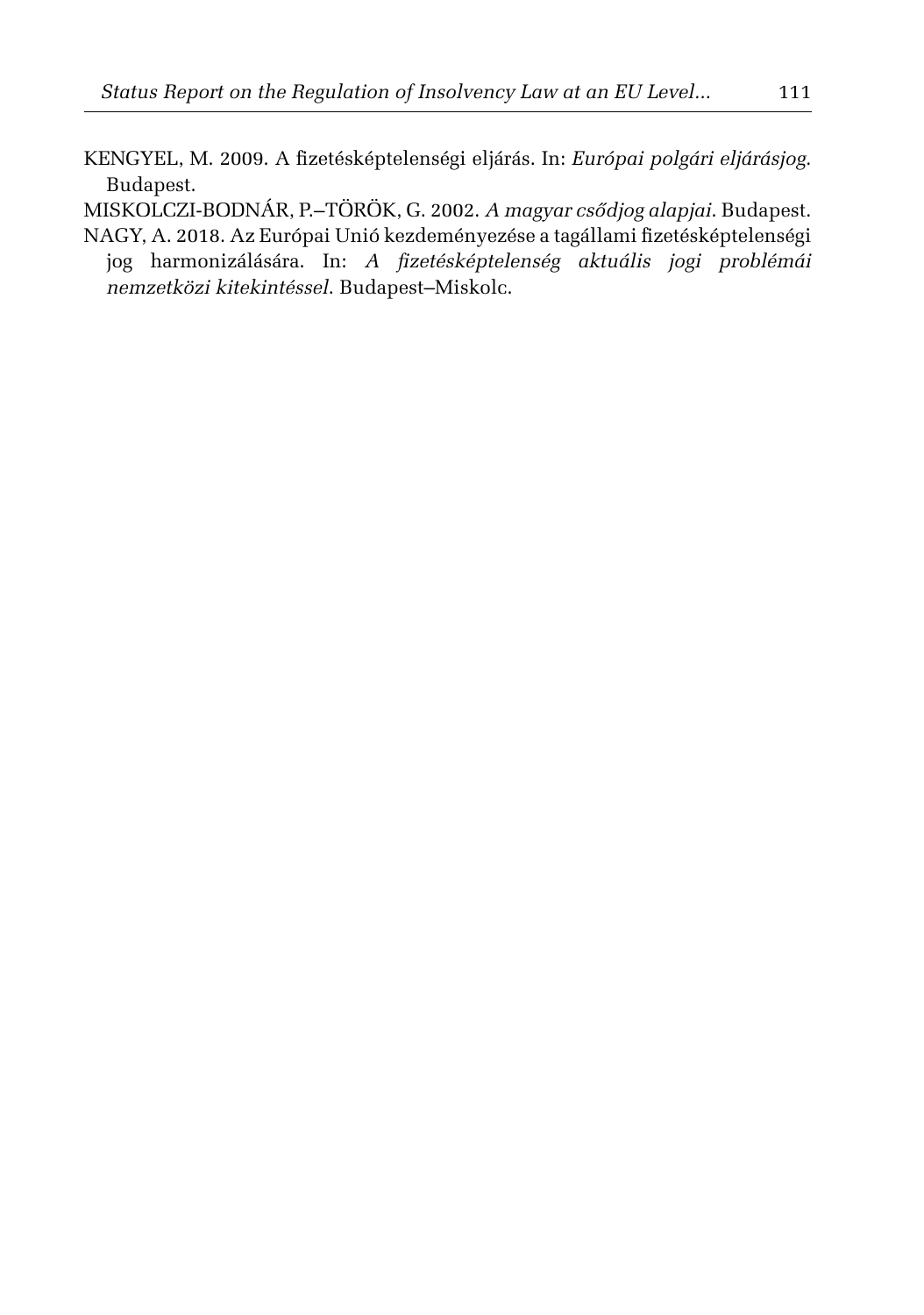KENGYEL, M. 2009. A fizetésképtelenségi eljárás. In: *Európai polgári eljárásjog*. Budapest.

MISKOLCZI-BODNÁR, P.–TÖRÖK, G. 2002. *A magyar csődjog alapjai*. Budapest.

NAGY, A. 2018. Az Európai Unió kezdeményezése a tagállami fizetésképtelenségi jog harmonizálására. In: *A fizetésképtelenség aktuális jogi problémái nemzetközi kitekintéssel*. Budapest–Miskolc.